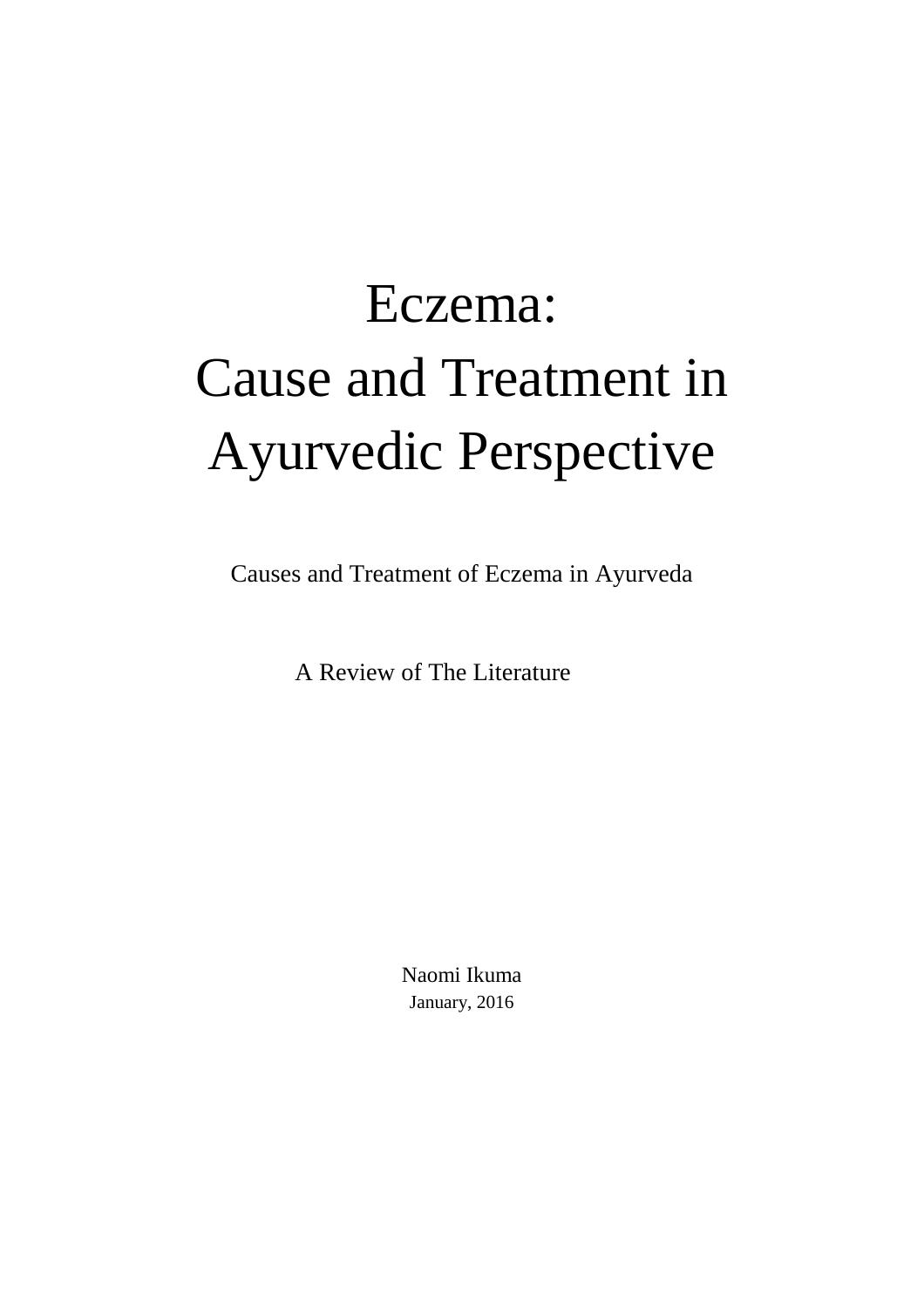# Eczema:
# Cause and Treatment in Ayurvedic Perspective

Causes and Treatment of Eczema in Ayurveda

A Review of The Literature

Naomi Ikuma

January, 2016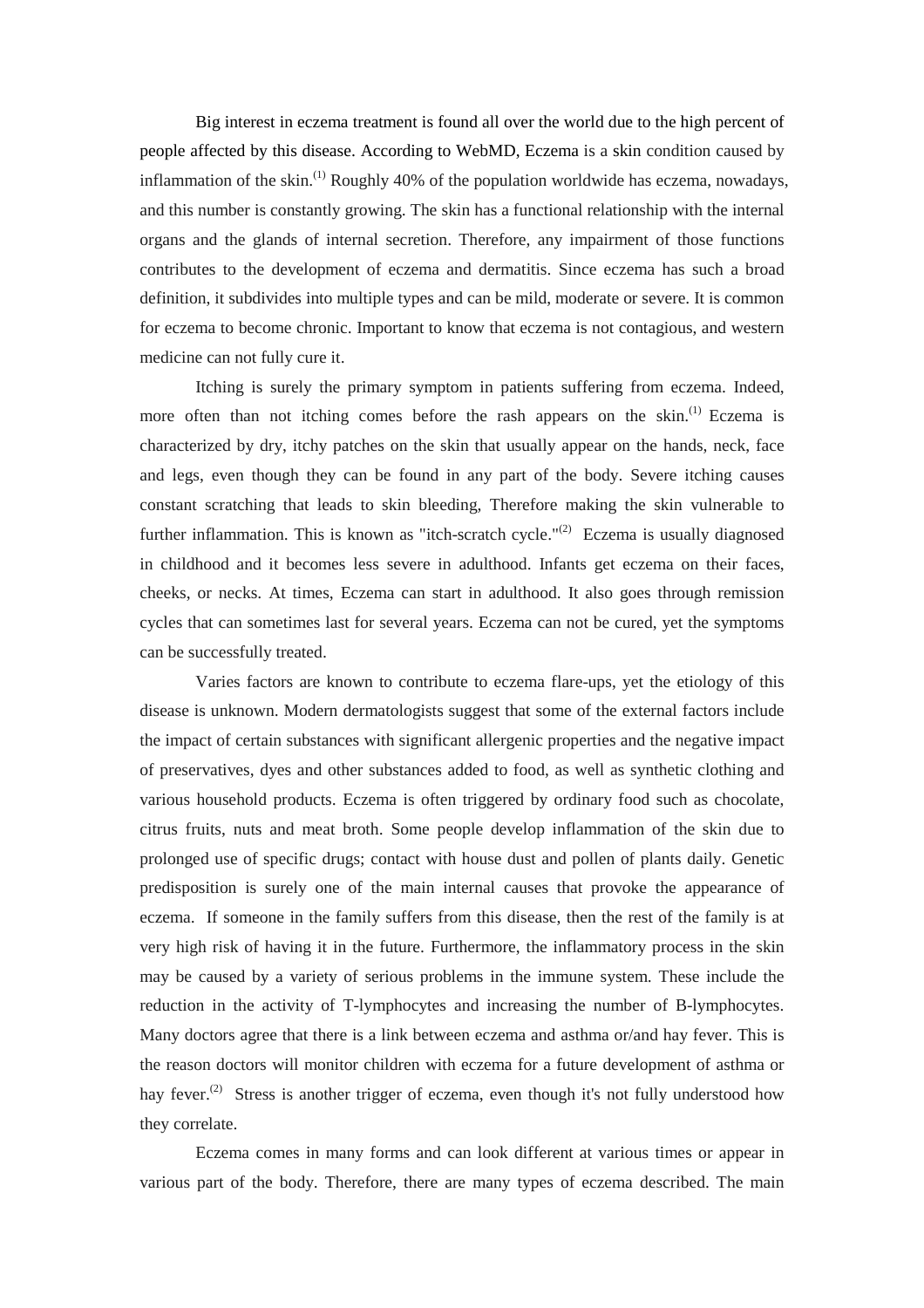Big interest in eczema treatment is found all over the world due to the high percent of people affected by this disease. According to WebMD, Eczema is a skin condition caused by inflammation of the skin.[1] Roughly 40% of the population worldwide has eczema, nowadays, and this number is constantly growing. The skin has a functional relationship with the internal organs and the glands of internal secretion. Therefore, any impairment of those functions contributes to the development of eczema and dermatitis. Since eczema has such a broad definition, it subdivides into multiple types and can be mild, moderate or severe. It is common for eczema to become chronic. Important to know that eczema is not contagious, and western medicine can not fully cure it.

Itching is surely the primary symptom in patients suffering from eczema. Indeed, more often than not itching comes before the rash appears on the skin.[1] Eczema is characterized by dry, itchy patches on the skin that usually appear on the hands, neck, face and legs, even though they can be found in any part of the body. Severe itching causes constant scratching that leads to skin bleeding, Therefore making the skin vulnerable to further inflammation. This is known as "itch-scratch cycle."[2] Eczema is usually diagnosed in childhood and it becomes less severe in adulthood. Infants get eczema on their faces, cheeks, or necks. At times, Eczema can start in adulthood. It also goes through remission cycles that can sometimes last for several years. Eczema can not be cured, yet the symptoms can be successfully treated.

Varies factors are known to contribute to eczema flare-ups, yet the etiology of this disease is unknown. Modern dermatologists suggest that some of the external factors include the impact of certain substances with significant allergenic properties and the negative impact of preservatives, dyes and other substances added to food, as well as synthetic clothing and various household products. Eczema is often triggered by ordinary food such as chocolate, citrus fruits, nuts and meat broth. Some people develop inflammation of the skin due to prolonged use of specific drugs; contact with house dust and pollen of plants daily. Genetic predisposition is surely one of the main internal causes that provoke the appearance of eczema. If someone in the family suffers from this disease, then the rest of the family is at very high risk of having it in the future. Furthermore, the inflammatory process in the skin may be caused by a variety of serious problems in the immune system. These include the reduction in the activity of T-lymphocytes and increasing the number of B-lymphocytes. Many doctors agree that there is a link between eczema and asthma or/and hay fever. This is the reason doctors will monitor children with eczema for a future development of asthma or hay fever.[2] Stress is another trigger of eczema, even though it's not fully understood how they correlate.

Eczema comes in many forms and can look different at various times or appear in various part of the body. Therefore, there are many types of eczema described. The main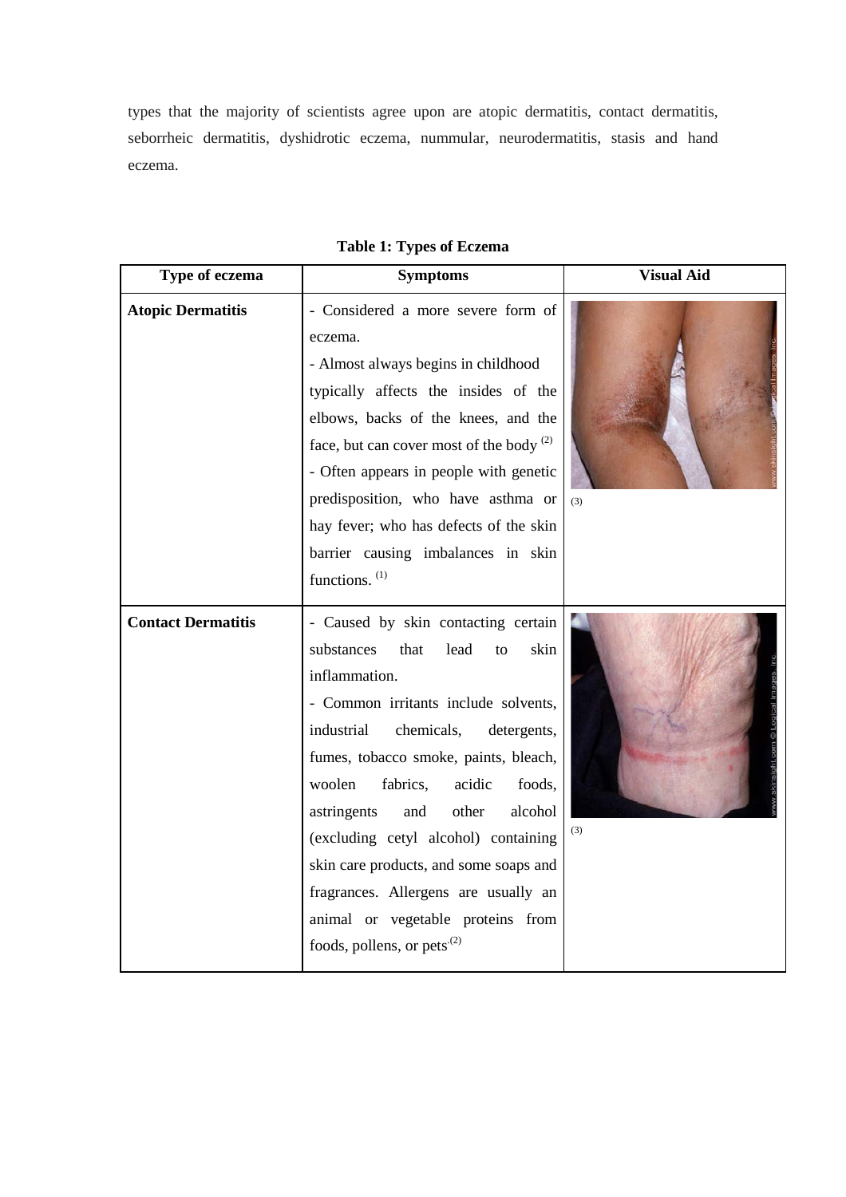types that the majority of scientists agree upon are atopic dermatitis, contact dermatitis, seborrheic dermatitis, dyshidrotic eczema, nummular, neurodermatitis, stasis and hand eczema.

**Table 1: Types of Eczema**

| Type of eczema | Symptoms | Visual Aid |
|---|---|---|
| **Atopic Dermatitis** | - Considered a more severe form of eczema.<br>- Almost always begins in childhood typically affects the insides of the elbows, backs of the knees, and the face, but can cover most of the body [2]<br>- Often appears in people with genetic predisposition, who have asthma or hay fever; who has defects of the skin barrier causing imbalances in skin functions. [1] | (3) |
| **Contact Dermatitis** | - Caused by skin contacting certain substances that lead to skin inflammation.<br>- Common irritants include solvents, industrial chemicals, detergents, fumes, tobacco smoke, paints, bleach, woolen fabrics, acidic foods, astringents and other alcohol (excluding cetyl alcohol) containing skin care products, and some soaps and fragrances. Allergens are usually an animal or vegetable proteins from foods, pollens, or pets [2] | (3) |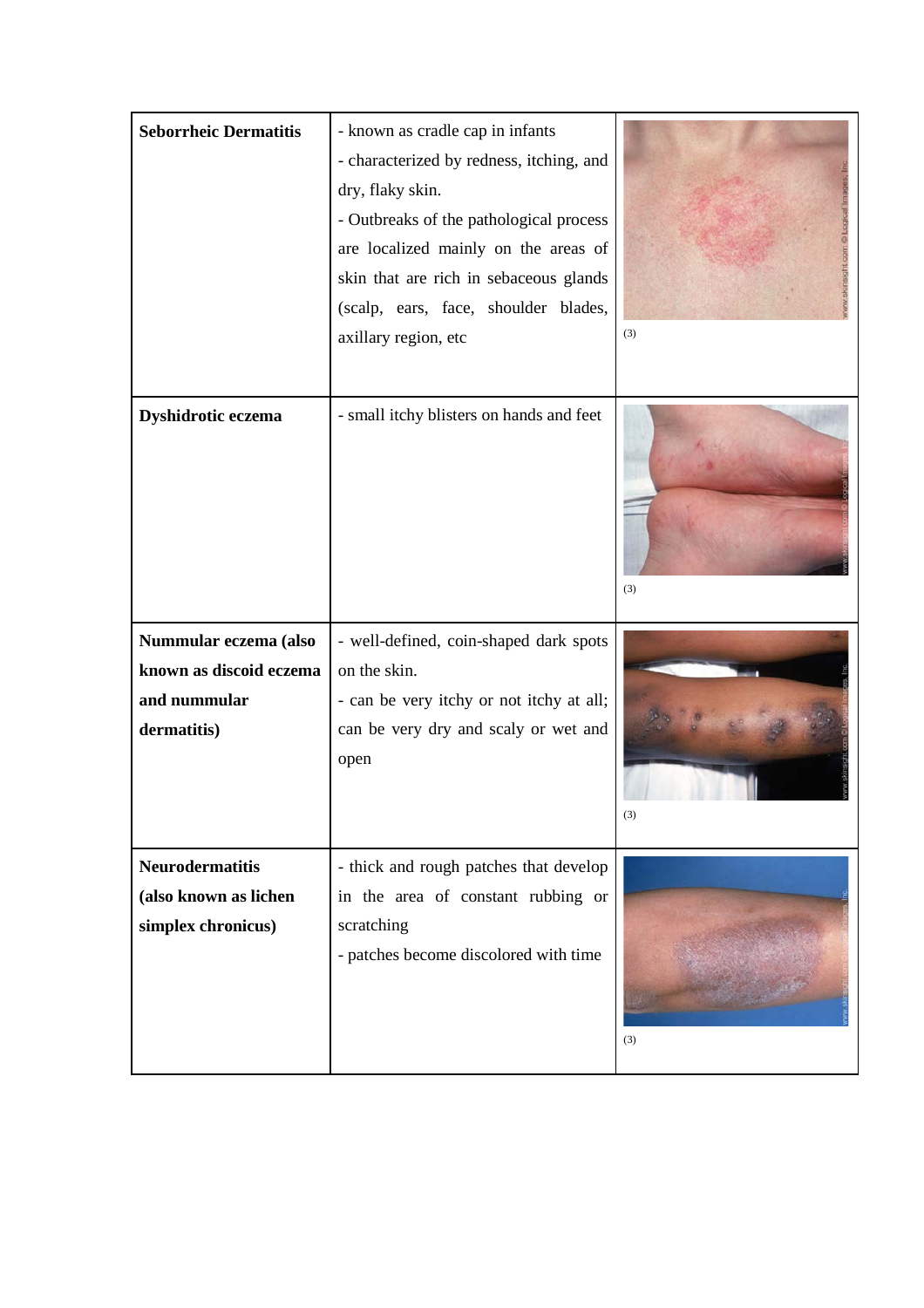| | | |
|---|---|---|
| **Seborrheic Dermatitis** | - known as cradle cap in infants<br>- characterized by redness, itching, and dry, flaky skin.<br>- Outbreaks of the pathological process are localized mainly on the areas of skin that are rich in sebaceous glands (scalp, ears, face, shoulder blades, axillary region, etc | (3) |
| **Dyshidrotic eczema** | - small itchy blisters on hands and feet | (3) |
| **Nummular eczema (also known as discoid eczema and nummular dermatitis)** | - well-defined, coin-shaped dark spots on the skin.<br>- can be very itchy or not itchy at all; can be very dry and scaly or wet and open | (3) |
| **Neurodermatitis (also known as lichen simplex chronicus)** | - thick and rough patches that develop in the area of constant rubbing or scratching<br>- patches become discolored with time | (3) |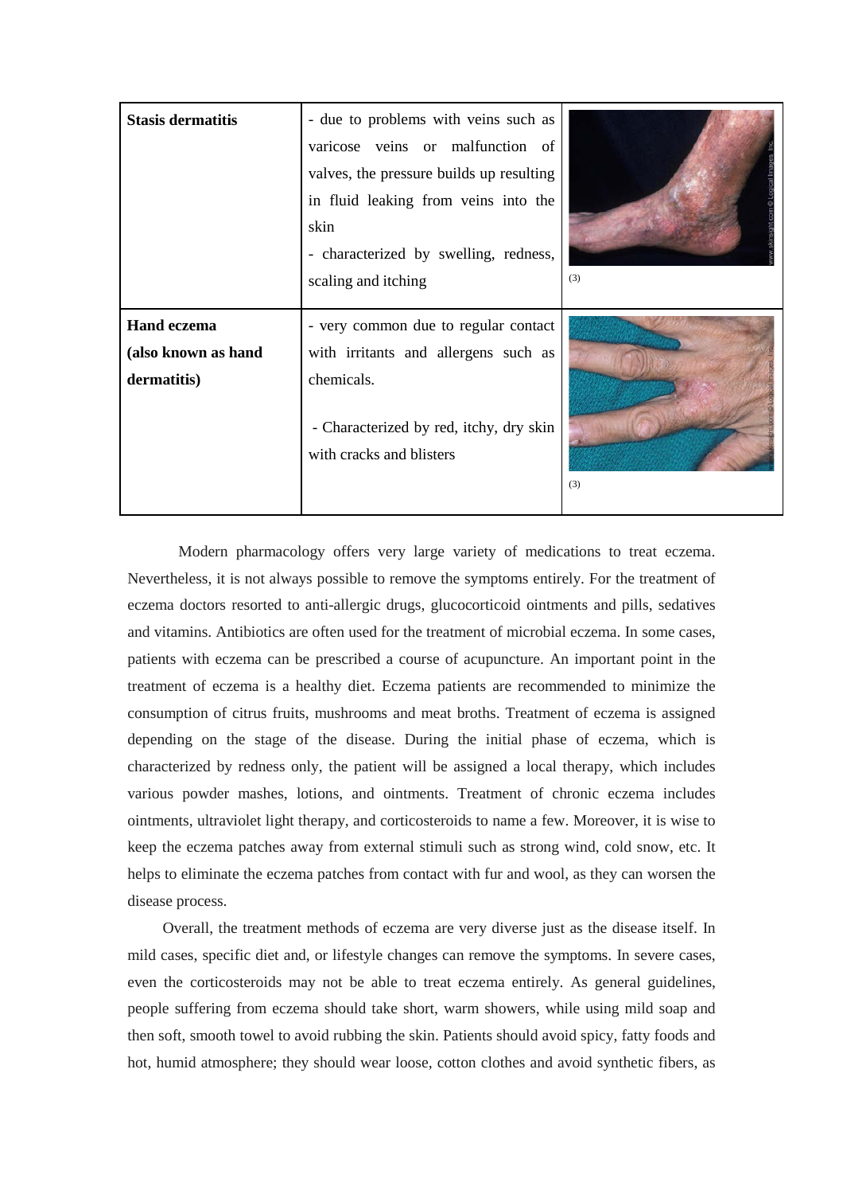| | | |
|---|---|---|
| **Stasis dermatitis** | - due to problems with veins such as varicose veins or malfunction of valves, the pressure builds up resulting in fluid leaking from veins into the skin<br>- characterized by swelling, redness, scaling and itching | (3) |
| **Hand eczema (also known as hand dermatitis)** | - very common due to regular contact with irritants and allergens such as chemicals.<br><br>- Characterized by red, itchy, dry skin with cracks and blisters | (3) |

Modern pharmacology offers very large variety of medications to treat eczema. Nevertheless, it is not always possible to remove the symptoms entirely. For the treatment of eczema doctors resorted to anti-allergic drugs, glucocorticoid ointments and pills, sedatives and vitamins. Antibiotics are often used for the treatment of microbial eczema. In some cases, patients with eczema can be prescribed a course of acupuncture. An important point in the treatment of eczema is a healthy diet. Eczema patients are recommended to minimize the consumption of citrus fruits, mushrooms and meat broths. Treatment of eczema is assigned depending on the stage of the disease. During the initial phase of eczema, which is characterized by redness only, the patient will be assigned a local therapy, which includes various powder mashes, lotions, and ointments. Treatment of chronic eczema includes ointments, ultraviolet light therapy, and corticosteroids to name a few. Moreover, it is wise to keep the eczema patches away from external stimuli such as strong wind, cold snow, etc. It helps to eliminate the eczema patches from contact with fur and wool, as they can worsen the disease process.

Overall, the treatment methods of eczema are very diverse just as the disease itself. In mild cases, specific diet and, or lifestyle changes can remove the symptoms. In severe cases, even the corticosteroids may not be able to treat eczema entirely. As general guidelines, people suffering from eczema should take short, warm showers, while using mild soap and then soft, smooth towel to avoid rubbing the skin. Patients should avoid spicy, fatty foods and hot, humid atmosphere; they should wear loose, cotton clothes and avoid synthetic fibers, as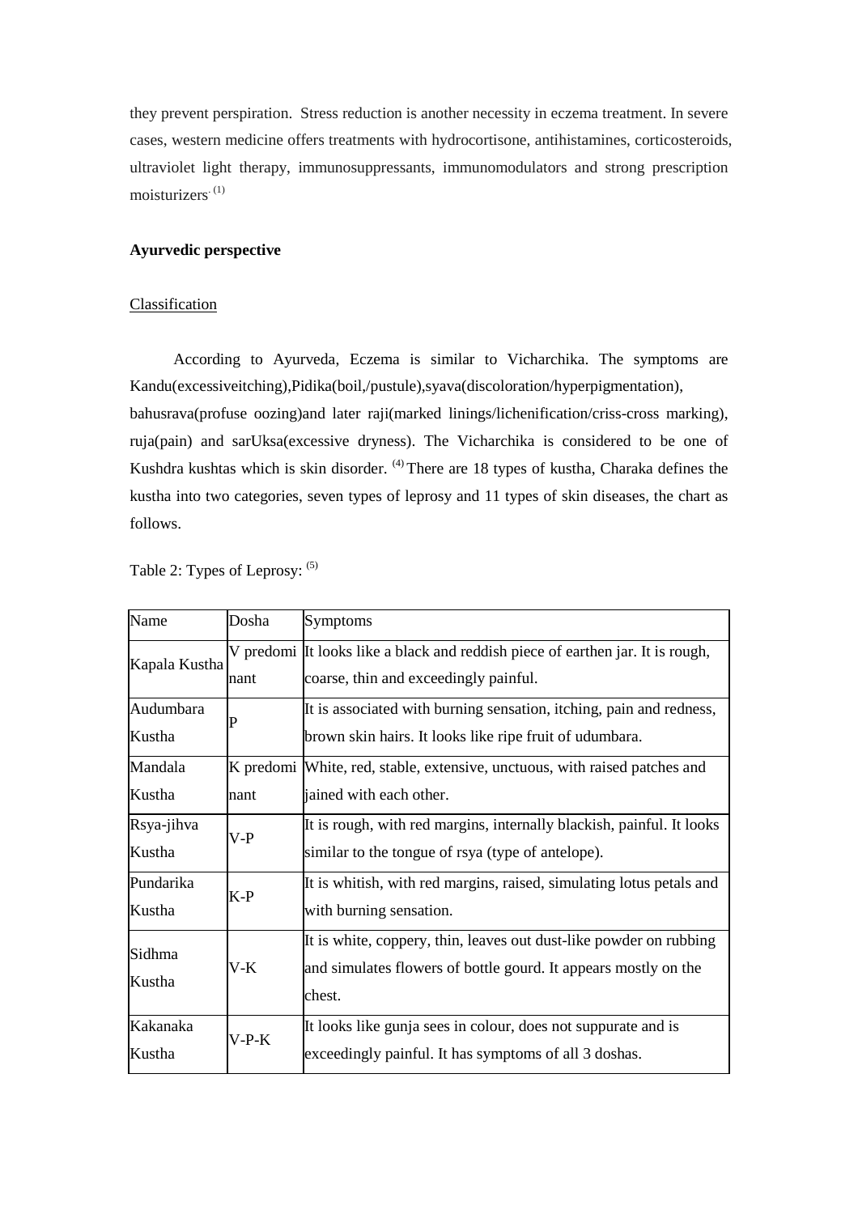they prevent perspiration. Stress reduction is another necessity in eczema treatment. In severe cases, western medicine offers treatments with hydrocortisone, antihistamines, corticosteroids, ultraviolet light therapy, immunosuppressants, immunomodulators and strong prescription moisturizers. [1]

**Ayurvedic perspective**

Classification

According to Ayurveda, Eczema is similar to Vicharchika. The symptoms are Kandu(excessiveitching),Pidika(boil,/pustule),syava(discoloration/hyperpigmentation), bahusrava(profuse oozing)and later raji(marked linings/lichenification/criss-cross marking), ruja(pain) and sarUksa(excessive dryness). The Vicharchika is considered to be one of Kushdra kushtas which is skin disorder. [4] There are 18 types of kustha, Charaka defines the kustha into two categories, seven types of leprosy and 11 types of skin diseases, the chart as follows.

Table 2: Types of Leprosy: [5]

| Name | Dosha | Symptoms |
|---|---|---|
| Kapala Kustha | V predominant | It looks like a black and reddish piece of earthen jar. It is rough, coarse, thin and exceedingly painful. |
| Audumbara Kustha | P | It is associated with burning sensation, itching, pain and redness, brown skin hairs. It looks like ripe fruit of udumbara. |
| Mandala Kustha | K predominant | White, red, stable, extensive, unctuous, with raised patches and jained with each other. |
| Rsya-jihva Kustha | V-P | It is rough, with red margins, internally blackish, painful. It looks similar to the tongue of rsya (type of antelope). |
| Pundarika Kustha | K-P | It is whitish, with red margins, raised, simulating lotus petals and with burning sensation. |
| Sidhma Kustha | V-K | It is white, coppery, thin, leaves out dust-like powder on rubbing and simulates flowers of bottle gourd. It appears mostly on the chest. |
| Kakanaka Kustha | V-P-K | It looks like gunja sees in colour, does not suppurate and is exceedingly painful. It has symptoms of all 3 doshas. |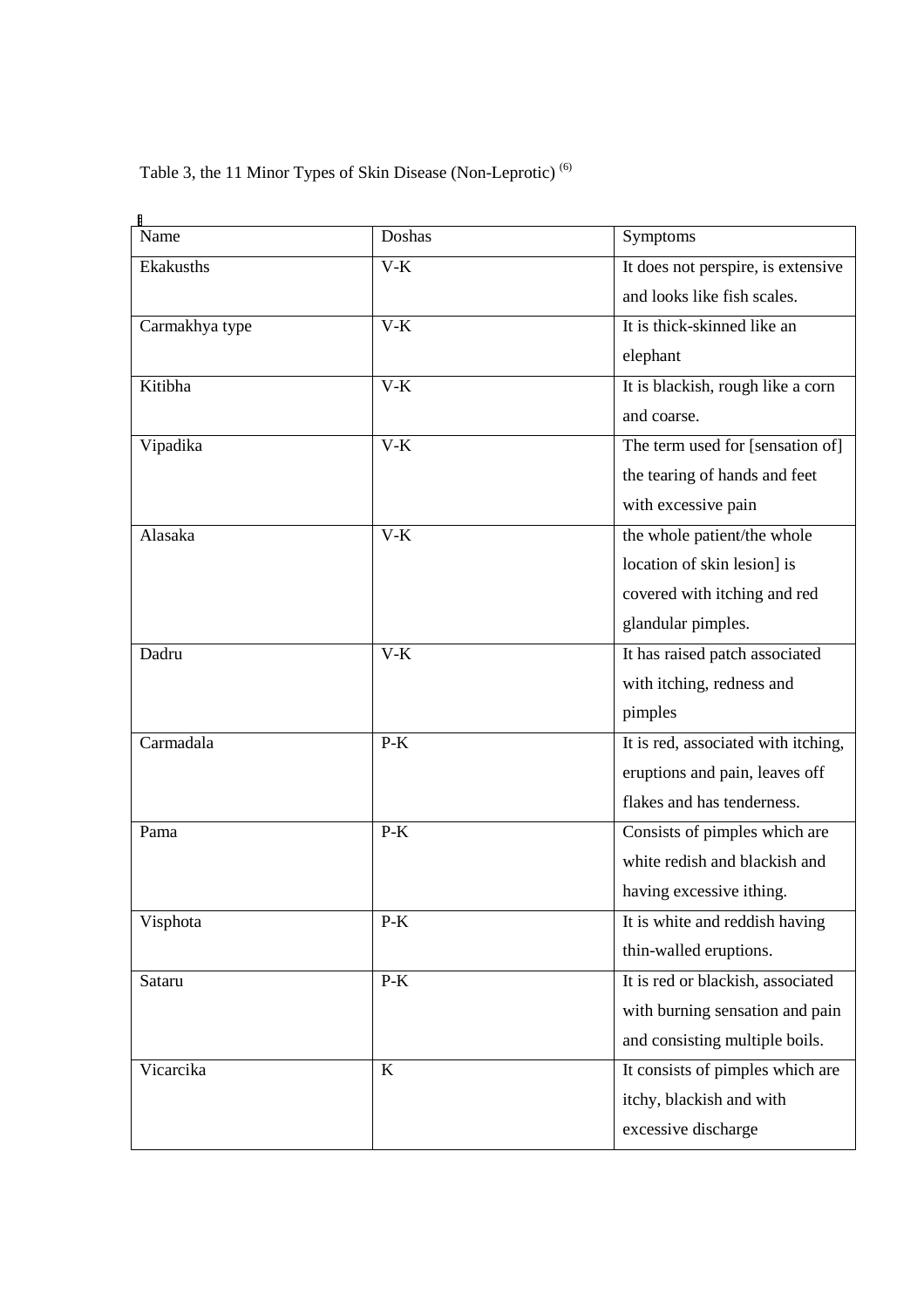Table 3, the 11 Minor Types of Skin Disease (Non-Leprotic) [6]

| Name | Doshas | Symptoms |
| --- | --- | --- |
| Ekakusths | V-K | It does not perspire, is extensive and looks like fish scales. |
| Carmakhya type | V-K | It is thick-skinned like an elephant |
| Kitibha | V-K | It is blackish, rough like a corn and coarse. |
| Vipadika | V-K | The term used for [sensation of] the tearing of hands and feet with excessive pain |
| Alasaka | V-K | the whole patient/the whole location of skin lesion] is covered with itching and red glandular pimples. |
| Dadru | V-K | It has raised patch associated with itching, redness and pimples |
| Carmadala | P-K | It is red, associated with itching, eruptions and pain, leaves off flakes and has tenderness. |
| Pama | P-K | Consists of pimples which are white redish and blackish and having excessive ithing. |
| Visphota | P-K | It is white and reddish having thin-walled eruptions. |
| Sataru | P-K | It is red or blackish, associated with burning sensation and pain and consisting multiple boils. |
| Vicarcika | K | It consists of pimples which are itchy, blackish and with excessive discharge |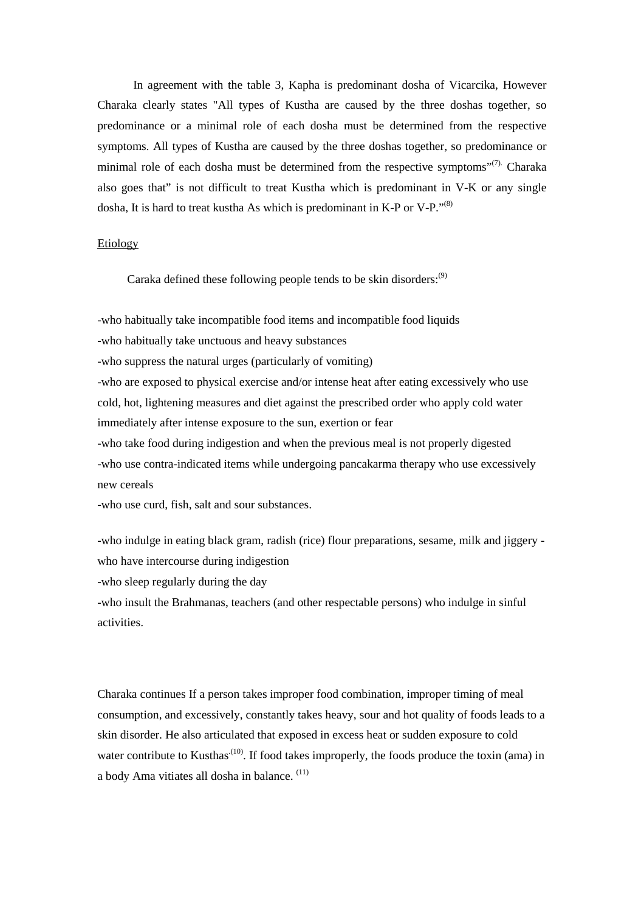In agreement with the table 3, Kapha is predominant dosha of Vicarcika, However Charaka clearly states "All types of Kustha are caused by the three doshas together, so predominance or a minimal role of each dosha must be determined from the respective symptoms. All types of Kustha are caused by the three doshas together, so predominance or minimal role of each dosha must be determined from the respective symptoms"[7]. Charaka also goes that" is not difficult to treat Kustha which is predominant in V-K or any single dosha, It is hard to treat kustha As which is predominant in K-P or V-P."[8]

Etiology

Caraka defined these following people tends to be skin disorders:[9]

-who habitually take incompatible food items and incompatible food liquids
-who habitually take unctuous and heavy substances
-who suppress the natural urges (particularly of vomiting)
-who are exposed to physical exercise and/or intense heat after eating excessively who use cold, hot, lightening measures and diet against the prescribed order who apply cold water immediately after intense exposure to the sun, exertion or fear
-who take food during indigestion and when the previous meal is not properly digested
-who use contra-indicated items while undergoing pancakarma therapy who use excessively new cereals
-who use curd, fish, salt and sour substances.

-who indulge in eating black gram, radish (rice) flour preparations, sesame, milk and jiggery -who have intercourse during indigestion
-who sleep regularly during the day
-who insult the Brahmanas, teachers (and other respectable persons) who indulge in sinful activities.

Charaka continues If a person takes improper food combination, improper timing of meal consumption, and excessively, constantly takes heavy, sour and hot quality of foods leads to a skin disorder. He also articulated that exposed in excess heat or sudden exposure to cold water contribute to Kusthas[10]. If food takes improperly, the foods produce the toxin (ama) in a body Ama vitiates all dosha in balance. [11]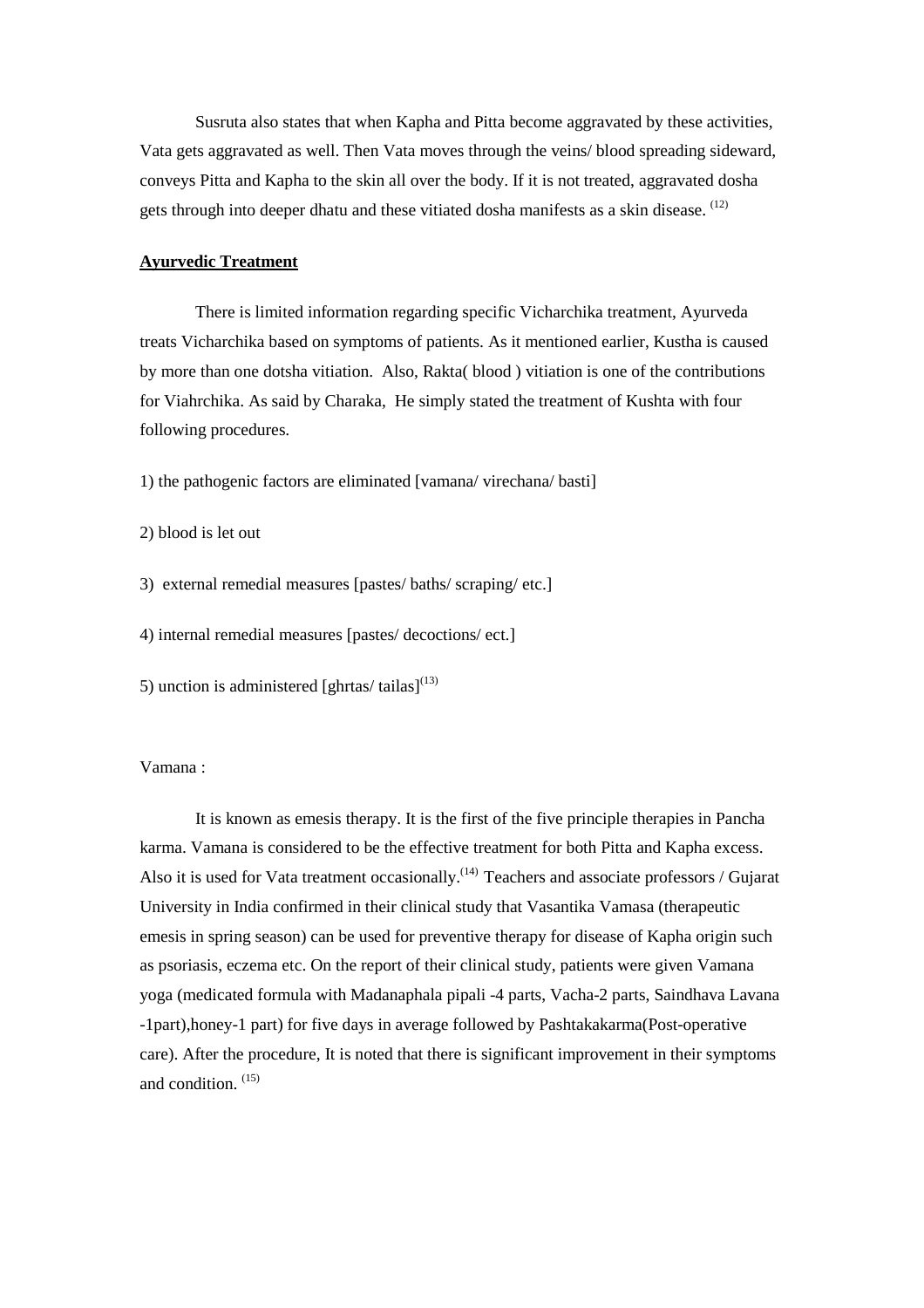Susruta also states that when Kapha and Pitta become aggravated by these activities, Vata gets aggravated as well. Then Vata moves through the veins/ blood spreading sideward, conveys Pitta and Kapha to the skin all over the body. If it is not treated, aggravated dosha gets through into deeper dhatu and these vitiated dosha manifests as a skin disease. (12)

## Ayurvedic Treatment

There is limited information regarding specific Vicharchika treatment, Ayurveda treats Vicharchika based on symptoms of patients. As it mentioned earlier, Kustha is caused by more than one dotsha vitiation. Also, Rakta( blood ) vitiation is one of the contributions for Viahrchika. As said by Charaka, He simply stated the treatment of Kushta with four following procedures.

1) the pathogenic factors are eliminated [vamana/ virechana/ basti]

2) blood is let out

3) external remedial measures [pastes/ baths/ scraping/ etc.]

4) internal remedial measures [pastes/ decoctions/ ect.]

5) unction is administered [ghrtas/ tailas](13)

Vamana :

It is known as emesis therapy. It is the first of the five principle therapies in Pancha karma. Vamana is considered to be the effective treatment for both Pitta and Kapha excess. Also it is used for Vata treatment occasionally.(14) Teachers and associate professors / Gujarat University in India confirmed in their clinical study that Vasantika Vamasa (therapeutic emesis in spring season) can be used for preventive therapy for disease of Kapha origin such as psoriasis, eczema etc. On the report of their clinical study, patients were given Vamana yoga (medicated formula with Madanaphala pipali -4 parts, Vacha-2 parts, Saindhava Lavana -1part),honey-1 part) for five days in average followed by Pashtakakarma(Post-operative care). After the procedure, It is noted that there is significant improvement in their symptoms and condition. (15)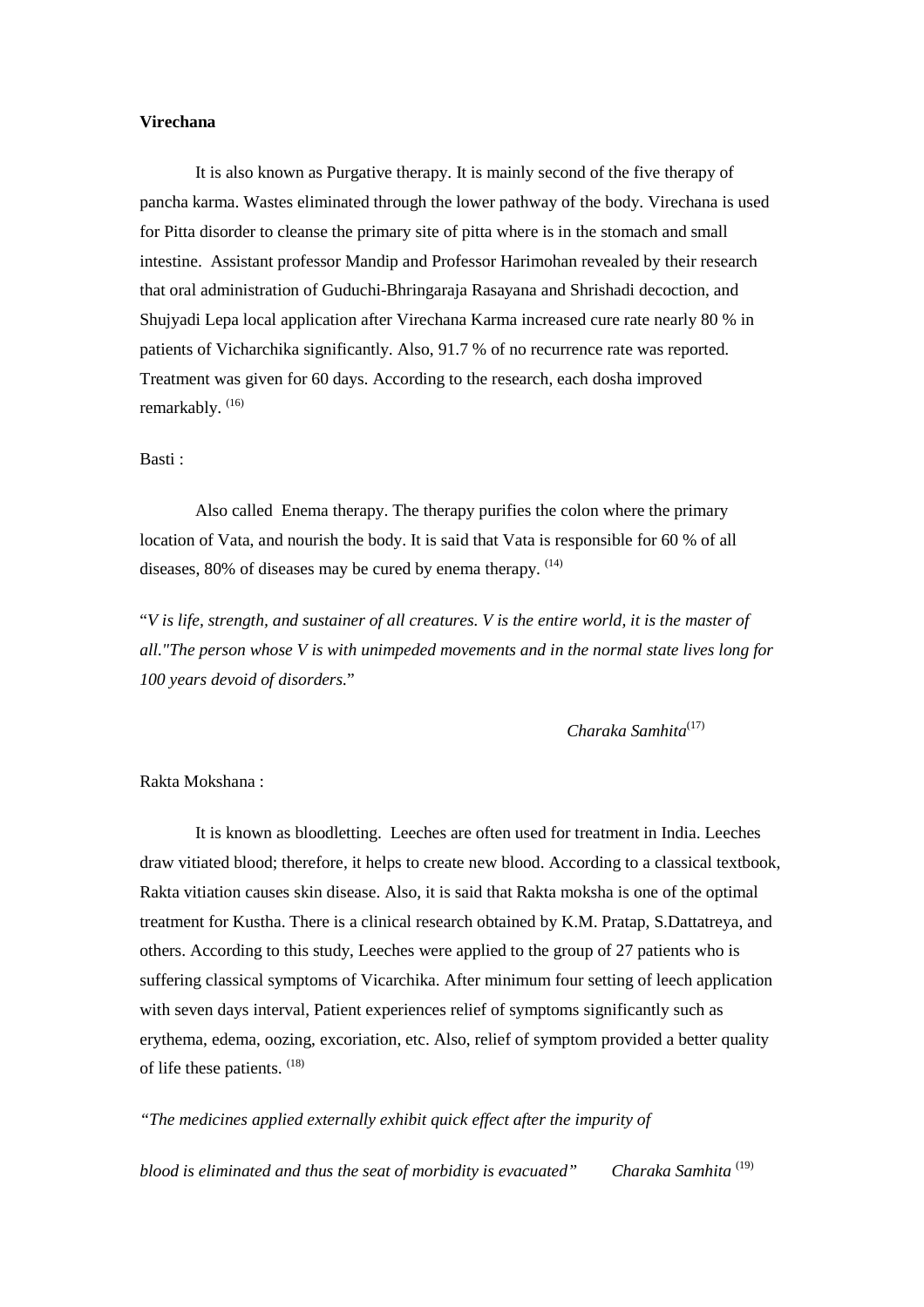**Virechana**

It is also known as Purgative therapy. It is mainly second of the five therapy of pancha karma. Wastes eliminated through the lower pathway of the body. Virechana is used for Pitta disorder to cleanse the primary site of pitta where is in the stomach and small intestine. Assistant professor Mandip and Professor Harimohan revealed by their research that oral administration of Guduchi-Bhringaraja Rasayana and Shrishadi decoction, and Shujyadi Lepa local application after Virechana Karma increased cure rate nearly 80 % in patients of Vicharchika significantly. Also, 91.7 % of no recurrence rate was reported. Treatment was given for 60 days. According to the research, each dosha improved remarkably. [16]

Basti :

Also called Enema therapy. The therapy purifies the colon where the primary location of Vata, and nourish the body. It is said that Vata is responsible for 60 % of all diseases, 80% of diseases may be cured by enema therapy. [14]

"*V is life, strength, and sustainer of all creatures. V is the entire world, it is the master of all."The person whose V is with unimpeded movements and in the normal state lives long for 100 years devoid of disorders*."

*Charaka Samhita*[17]

Rakta Mokshana :

It is known as bloodletting. Leeches are often used for treatment in India. Leeches draw vitiated blood; therefore, it helps to create new blood. According to a classical textbook, Rakta vitiation causes skin disease. Also, it is said that Rakta moksha is one of the optimal treatment for Kustha. There is a clinical research obtained by K.M. Pratap, S.Dattatreya, and others. According to this study, Leeches were applied to the group of 27 patients who is suffering classical symptoms of Vicarchika. After minimum four setting of leech application with seven days interval, Patient experiences relief of symptoms significantly such as erythema, edema, oozing, excoriation, etc. Also, relief of symptom provided a better quality of life these patients. [18]

*"The medicines applied externally exhibit quick effect after the impurity of blood is eliminated and thus the seat of morbidity is evacuated"* *Charaka Samhita* [19]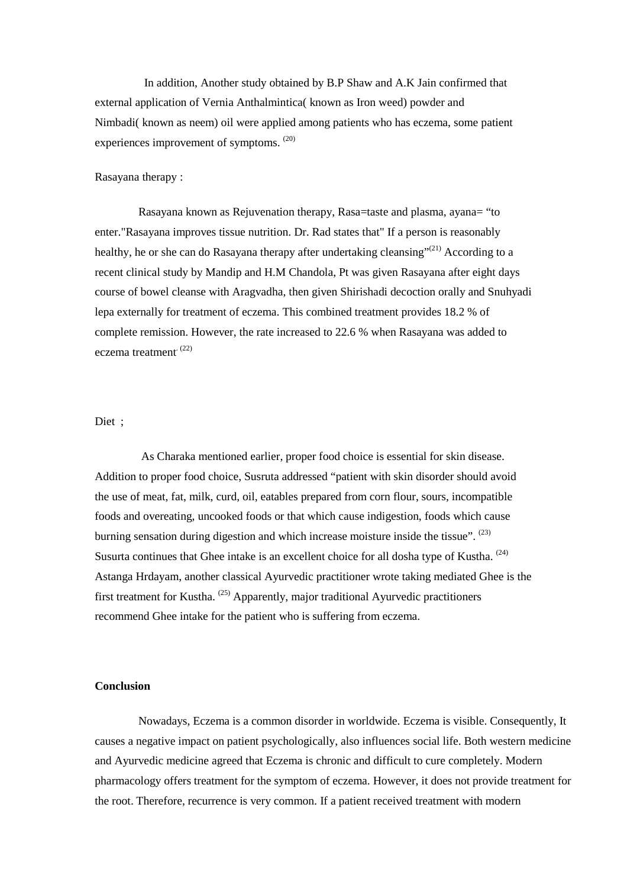In addition, Another study obtained by B.P Shaw and A.K Jain confirmed that external application of Vernia Anthalmintica( known as Iron weed) powder and Nimbadi( known as neem) oil were applied among patients who has eczema, some patient experiences improvement of symptoms. [20]

Rasayana therapy :

Rasayana known as Rejuvenation therapy, Rasa=taste and plasma, ayana= "to enter."Rasayana improves tissue nutrition. Dr. Rad states that" If a person is reasonably healthy, he or she can do Rasayana therapy after undertaking cleansing"[21] According to a recent clinical study by Mandip and H.M Chandola, Pt was given Rasayana after eight days course of bowel cleanse with Aragvadha, then given Shirishadi decoction orally and Snuhyadi lepa externally for treatment of eczema. This combined treatment provides 18.2 % of complete remission. However, the rate increased to 22.6 % when Rasayana was added to eczema treatment. [22]

Diet ;

As Charaka mentioned earlier, proper food choice is essential for skin disease. Addition to proper food choice, Susruta addressed "patient with skin disorder should avoid the use of meat, fat, milk, curd, oil, eatables prepared from corn flour, sours, incompatible foods and overeating, uncooked foods or that which cause indigestion, foods which cause burning sensation during digestion and which increase moisture inside the tissue". [23] Susurta continues that Ghee intake is an excellent choice for all dosha type of Kustha. [24] Astanga Hrdayam, another classical Ayurvedic practitioner wrote taking mediated Ghee is the first treatment for Kustha. [25] Apparently, major traditional Ayurvedic practitioners recommend Ghee intake for the patient who is suffering from eczema.

**Conclusion**

Nowadays, Eczema is a common disorder in worldwide. Eczema is visible. Consequently, It causes a negative impact on patient psychologically, also influences social life. Both western medicine and Ayurvedic medicine agreed that Eczema is chronic and difficult to cure completely. Modern pharmacology offers treatment for the symptom of eczema. However, it does not provide treatment for the root. Therefore, recurrence is very common. If a patient received treatment with modern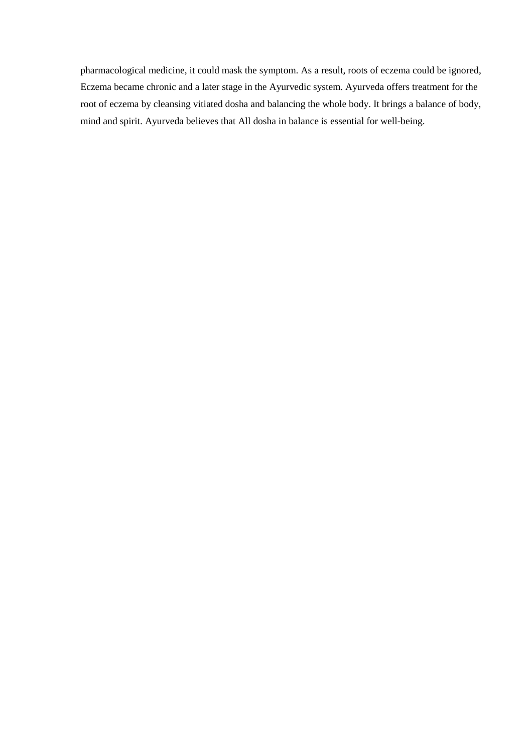pharmacological medicine, it could mask the symptom. As a result, roots of eczema could be ignored, Eczema became chronic and a later stage in the Ayurvedic system. Ayurveda offers treatment for the root of eczema by cleansing vitiated dosha and balancing the whole body. It brings a balance of body, mind and spirit. Ayurveda believes that All dosha in balance is essential for well-being.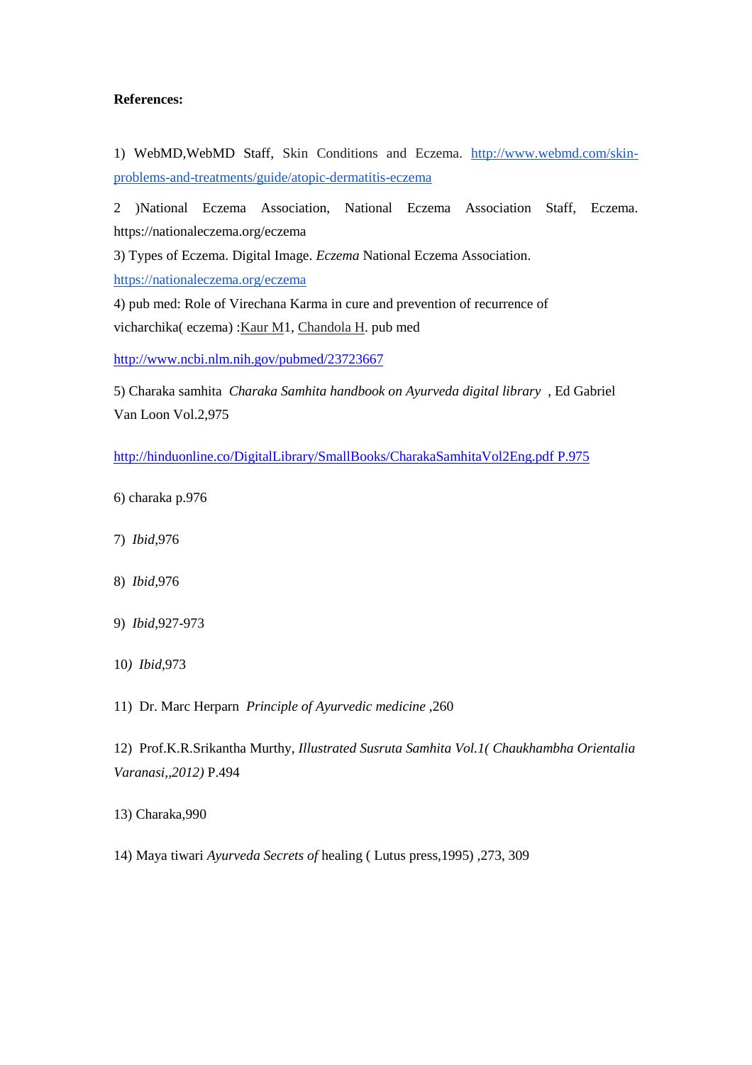**References:**

1) WebMD,WebMD Staff, Skin Conditions and Eczema. http://www.webmd.com/skin-problems-and-treatments/guide/atopic-dermatitis-eczema

2 )National Eczema Association, National Eczema Association Staff, Eczema. https://nationaleczema.org/eczema

3) Types of Eczema. Digital Image. *Eczema* National Eczema Association. https://nationaleczema.org/eczema

4) pub med: Role of Virechana Karma in cure and prevention of recurrence of vicharchika( eczema) :Kaur M1, Chandola H. pub med

http://www.ncbi.nlm.nih.gov/pubmed/23723667

5) Charaka samhita *Charaka Samhita handbook on Ayurveda digital library* , Ed Gabriel Van Loon Vol.2,975

http://hinduonline.co/DigitalLibrary/SmallBooks/CharakaSamhitaVol2Eng.pdf P.975

6) charaka p.976

7) *Ibid*,976

8) *Ibid*,976

9) *Ibid*,927-973

10*)* *Ibid*,973

11) Dr. Marc Herparn *Principle of Ayurvedic medicine* ,260

12) Prof.K.R.Srikantha Murthy, *Illustrated Susruta Samhita Vol.1( Chaukhambha Orientalia Varanasi,,2012)* P.494

13) Charaka,990

14) Maya tiwari *Ayurveda Secrets of* healing ( Lutus press,1995) ,273, 309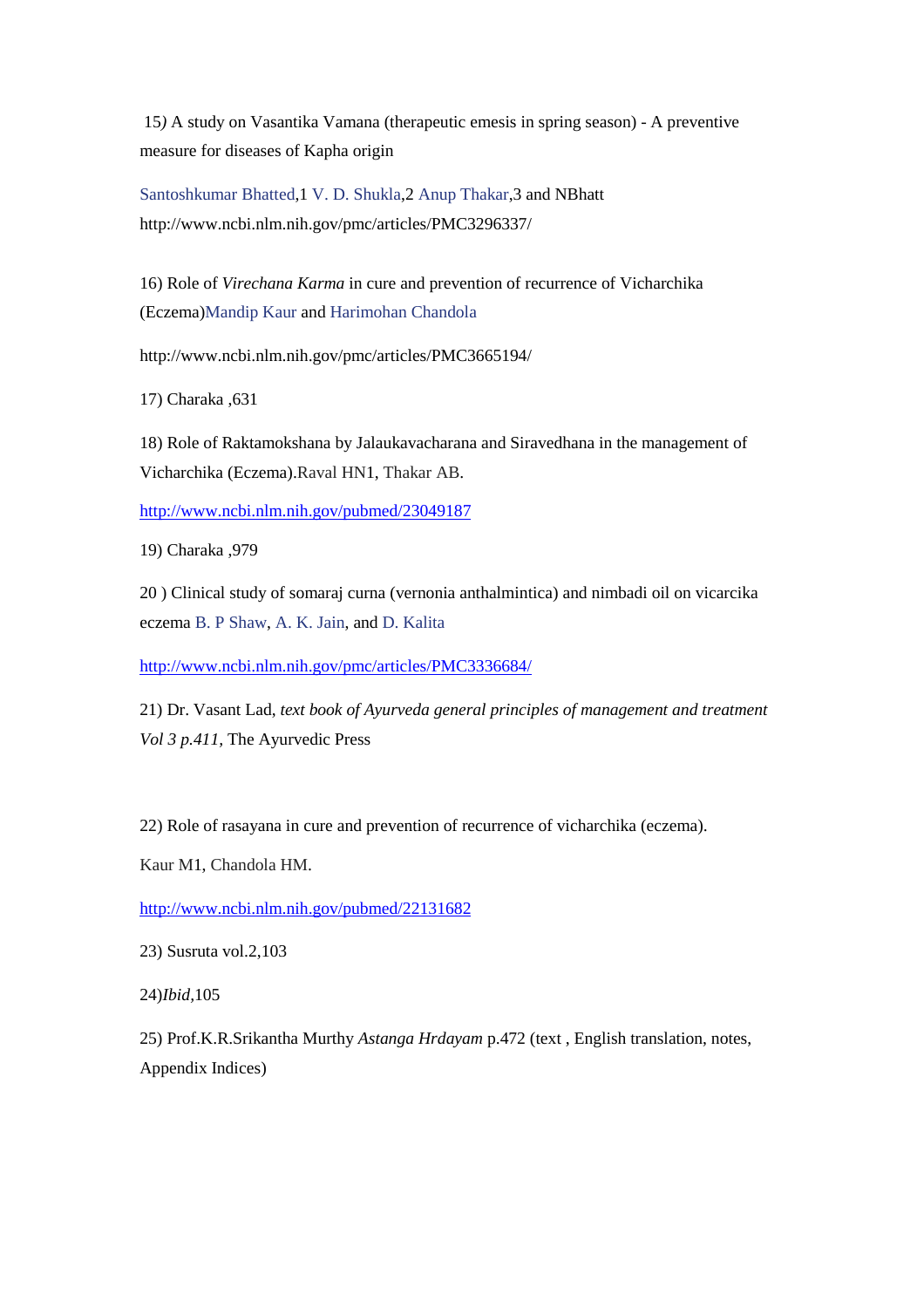15) A study on Vasantika Vamana (therapeutic emesis in spring season) - A preventive measure for diseases of Kapha origin

Santoshkumar Bhatted,1 V. D. Shukla,2 Anup Thakar,3 and NBhatt
http://www.ncbi.nlm.nih.gov/pmc/articles/PMC3296337/

16) Role of *Virechana Karma* in cure and prevention of recurrence of Vicharchika (Eczema)Mandip Kaur and Harimohan Chandola

http://www.ncbi.nlm.nih.gov/pmc/articles/PMC3665194/

17) Charaka ,631

18) Role of Raktamokshana by Jalaukavacharana and Siravedhana in the management of Vicharchika (Eczema).Raval HN1, Thakar AB.

http://www.ncbi.nlm.nih.gov/pubmed/23049187

19) Charaka ,979

20 ) Clinical study of somaraj curna (vernonia anthalmintica) and nimbadi oil on vicarcika eczema B. P Shaw, A. K. Jain, and D. Kalita

http://www.ncbi.nlm.nih.gov/pmc/articles/PMC3336684/

21) Dr. Vasant Lad, *text book of Ayurveda general principles of management and treatment Vol 3 p.411,* The Ayurvedic Press

22) Role of rasayana in cure and prevention of recurrence of vicharchika (eczema).

Kaur M1, Chandola HM.

http://www.ncbi.nlm.nih.gov/pubmed/22131682

23) Susruta vol.2,103

24)*Ibid*,105

25) Prof.K.R.Srikantha Murthy *Astanga Hrdayam* p.472 (text , English translation, notes, Appendix Indices)